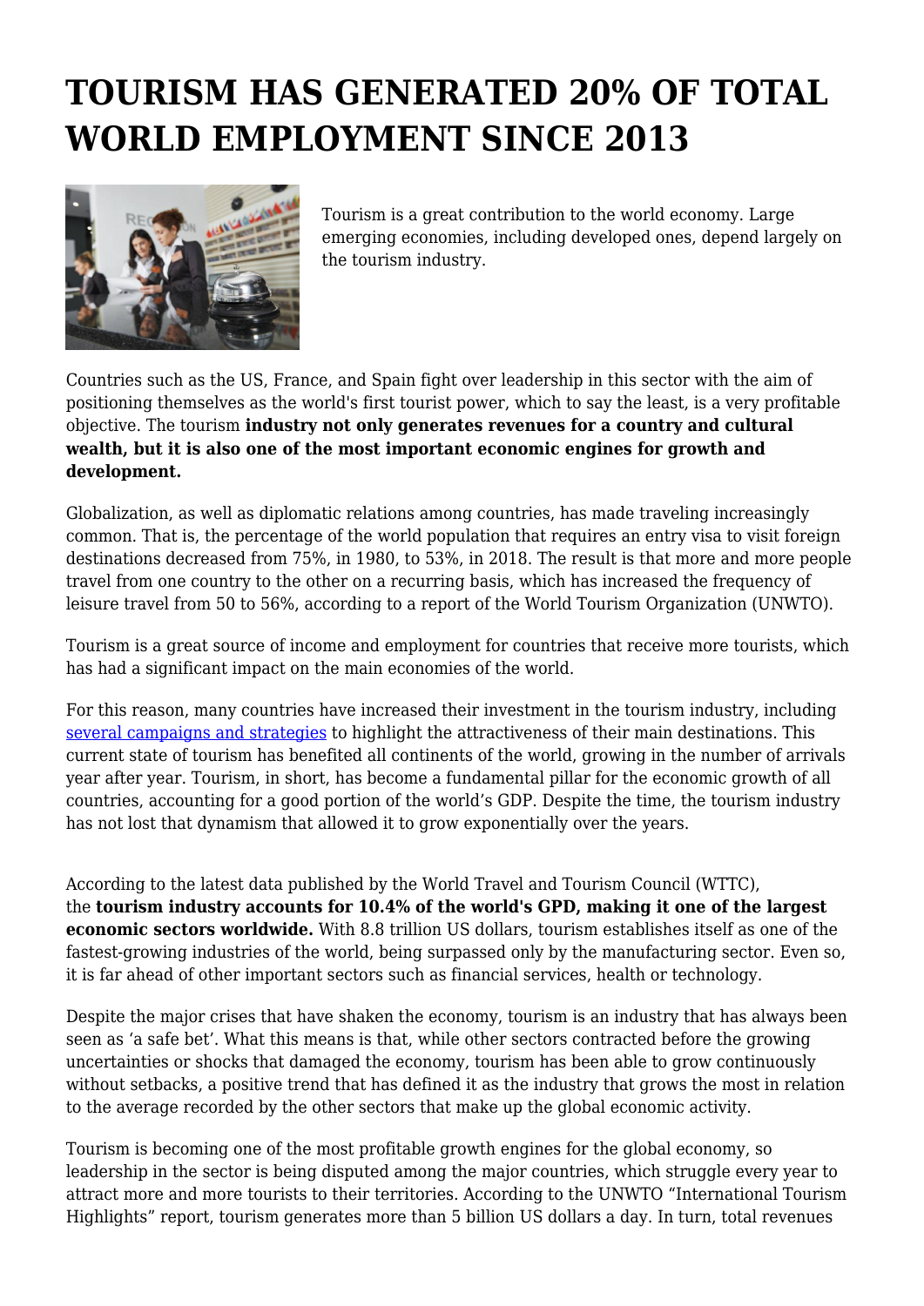# TOURISM HAS GENERATED 20% OF TOTAL WORLD EMPLOYMENT SINCE 2013

Tourism is a great contribution to the world economy. Large emerging economies, including developed ones, depend largely on the tourism industry.

Countries such as the US, France, and Spain fight over leadership in this sector with the aim of positioning themselves as the world's first tourist power, which to say the least, is a very profitable objective. The tourism **industry not only generates revenues for a country and cultural wealth, but it is also one of the most important economic engines for growth and development.**

Globalization, as well as diplomatic relations among countries, has made traveling increasingly common. That is, the percentage of the world population that requires an entry visa to visit foreign destinations decreased from 75%, in 1980, to 53%, in 2018. The result is that more and more people travel from one country to the other on a recurring basis, which has increased the frequency of leisure travel from 50 to 56%, according to a report of the World Tourism Organization (UNWTO).

Tourism is a great source of income and employment for countries that receive more tourists, which has had a significant impact on the main economies of the world.

For this reason, many countries have increased their investment in the tourism industry, including several campaigns and strategies to highlight the attractiveness of their main destinations. This current state of tourism has benefited all continents of the world, growing in the number of arrivals year after year. Tourism, in short, has become a fundamental pillar for the economic growth of all countries, accounting for a good portion of the world's GDP. Despite the time, the tourism industry has not lost that dynamism that allowed it to grow exponentially over the years.

According to the latest data published by the World Travel and Tourism Council (WTTC), the **tourism industry accounts for 10.4% of the world's GPD, making it one of the largest economic sectors worldwide.** With 8.8 trillion US dollars, tourism establishes itself as one of the fastest-growing industries of the world, being surpassed only by the manufacturing sector. Even so, it is far ahead of other important sectors such as financial services, health or technology.

Despite the major crises that have shaken the economy, tourism is an industry that has always been seen as 'a safe bet'. What this means is that, while other sectors contracted before the growing uncertainties or shocks that damaged the economy, tourism has been able to grow continuously without setbacks, a positive trend that has defined it as the industry that grows the most in relation to the average recorded by the other sectors that make up the global economic activity.

Tourism is becoming one of the most profitable growth engines for the global economy, so leadership in the sector is being disputed among the major countries, which struggle every year to attract more and more tourists to their territories. According to the UNWTO "International Tourism Highlights" report, tourism generates more than 5 billion US dollars a day. In turn, total revenues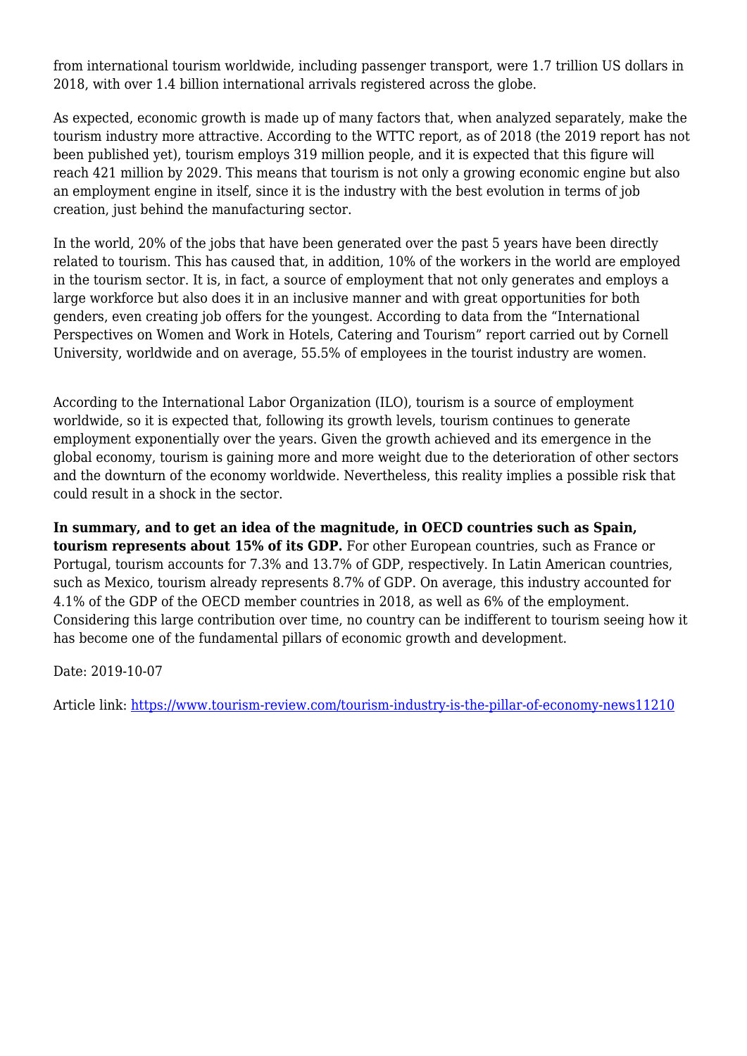from international tourism worldwide, including passenger transport, were 1.7 trillion US dollars in 2018, with over 1.4 billion international arrivals registered across the globe.

As expected, economic growth is made up of many factors that, when analyzed separately, make the tourism industry more attractive. According to the WTTC report, as of 2018 (the 2019 report has not been published yet), tourism employs 319 million people, and it is expected that this figure will reach 421 million by 2029. This means that tourism is not only a growing economic engine but also an employment engine in itself, since it is the industry with the best evolution in terms of job creation, just behind the manufacturing sector.

In the world, 20% of the jobs that have been generated over the past 5 years have been directly related to tourism. This has caused that, in addition, 10% of the workers in the world are employed in the tourism sector. It is, in fact, a source of employment that not only generates and employs a large workforce but also does it in an inclusive manner and with great opportunities for both genders, even creating job offers for the youngest. According to data from the “International Perspectives on Women and Work in Hotels, Catering and Tourism” report carried out by Cornell University, worldwide and on average, 55.5% of employees in the tourist industry are women.

According to the International Labor Organization (ILO), tourism is a source of employment worldwide, so it is expected that, following its growth levels, tourism continues to generate employment exponentially over the years. Given the growth achieved and its emergence in the global economy, tourism is gaining more and more weight due to the deterioration of other sectors and the downturn of the economy worldwide. Nevertheless, this reality implies a possible risk that could result in a shock in the sector.

**In summary, and to get an idea of the magnitude, in OECD countries such as Spain, tourism represents about 15% of its GDP.** For other European countries, such as France or Portugal, tourism accounts for 7.3% and 13.7% of GDP, respectively. In Latin American countries, such as Mexico, tourism already represents 8.7% of GDP. On average, this industry accounted for 4.1% of the GDP of the OECD member countries in 2018, as well as 6% of the employment. Considering this large contribution over time, no country can be indifferent to tourism seeing how it has become one of the fundamental pillars of economic growth and development.

Date: 2019-10-07

Article link: [https://www.tourism-review.com/tourism-industry-is-the-pillar-of-economy-news11210](https://www.tourism-review.com/tourism-industry-is-the-pillar-of-economy-news11210)